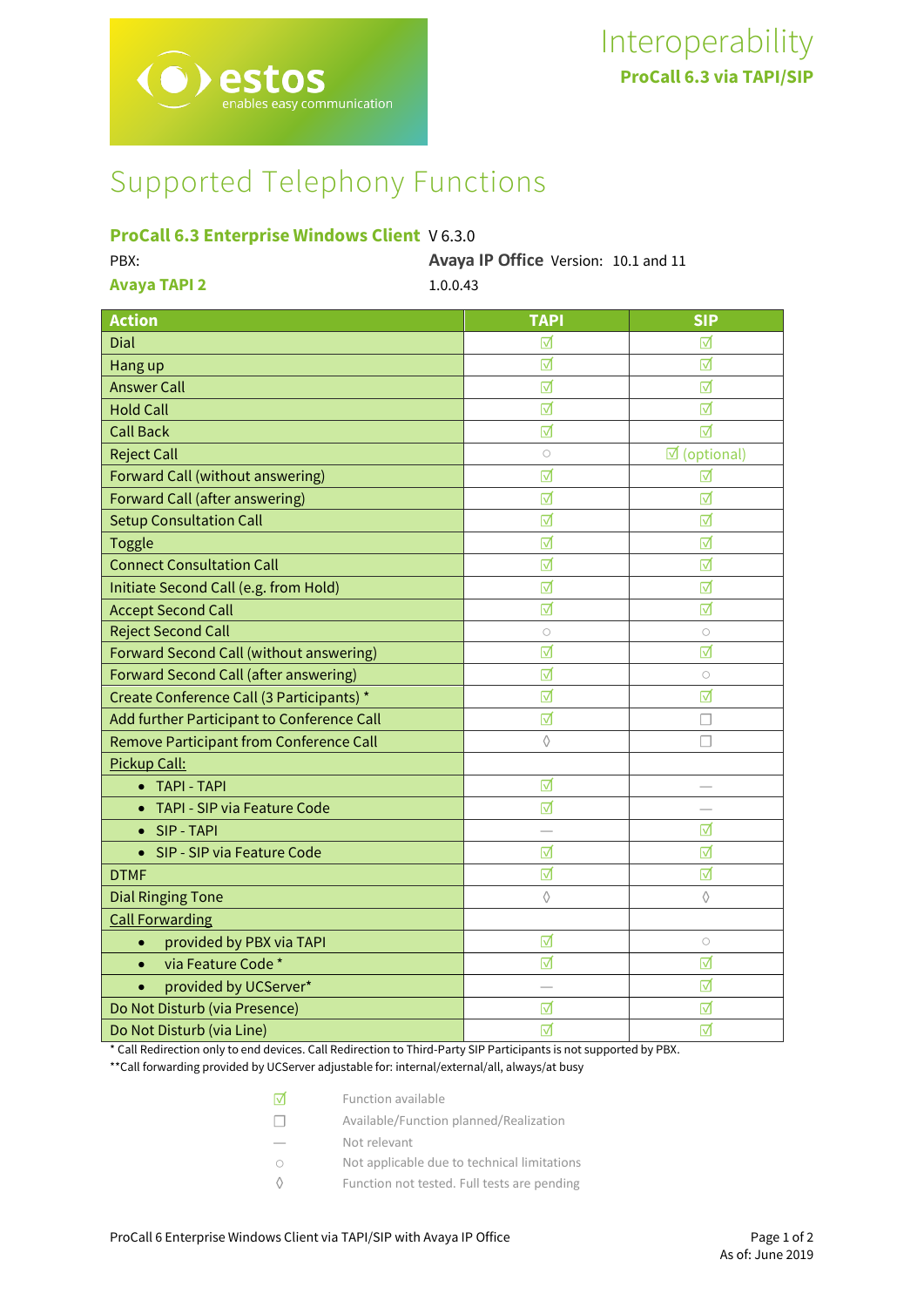estos
enables easy communication

Interoperability
**ProCall 6.3 via TAPI/SIP**

# Supported Telephony Functions

**ProCall 6.3 Enterprise Windows Client** V 6.3.0

PBX: **Avaya IP Office** Version: 10.1 and 11

**Avaya TAPI 2** 1.0.0.43

| Action | TAPI | SIP |
|---|---|---|
| Dial | ☑ | ☑ |
| Hang up | ☑ | ☑ |
| Answer Call | ☑ | ☑ |
| Hold Call | ☑ | ☑ |
| Call Back | ☑ | ☑ |
| Reject Call | ○ | ☑ (optional) |
| Forward Call (without answering) | ☑ | ☑ |
| Forward Call (after answering) | ☑ | ☑ |
| Setup Consultation Call | ☑ | ☑ |
| Toggle | ☑ | ☑ |
| Connect Consultation Call | ☑ | ☑ |
| Initiate Second Call (e.g. from Hold) | ☑ | ☑ |
| Accept Second Call | ☑ | ☑ |
| Reject Second Call | ○ | ○ |
| Forward Second Call (without answering) | ☑ | ☑ |
| Forward Second Call (after answering) | ☑ | ○ |
| Create Conference Call (3 Participants) * | ☑ | ☑ |
| Add further Participant to Conference Call | ☑ | ☐ |
| Remove Participant from Conference Call | ◊ | ☐ |
| Pickup Call: | | |
| • TAPI - TAPI | ☑ | — |
| • TAPI - SIP via Feature Code | ☑ | — |
| • SIP - TAPI | — | ☑ |
| • SIP - SIP via Feature Code | ☑ | ☑ |
| DTMF | ☑ | ☑ |
| Dial Ringing Tone | ◊ | ◊ |
| Call Forwarding | | |
| • provided by PBX via TAPI | ☑ | ○ |
| • via Feature Code * | ☑ | ☑ |
| • provided by UCServer* | — | ☑ |
| Do Not Disturb (via Presence) | ☑ | ☑ |
| Do Not Disturb (via Line) | ☑ | ☑ |

* Call Redirection only to end devices. Call Redirection to Third-Party SIP Participants is not supported by PBX.
**Call forwarding provided by UCServer adjustable for: internal/external/all, always/at busy

| | |
|---|---|
| ☑ | Function available |
| ☐ | Available/Function planned/Realization |
| — | Not relevant |
| ○ | Not applicable due to technical limitations |
| ◊ | Function not tested. Full tests are pending |

ProCall 6 Enterprise Windows Client via TAPI/SIP with Avaya IP Office

As of: June 2019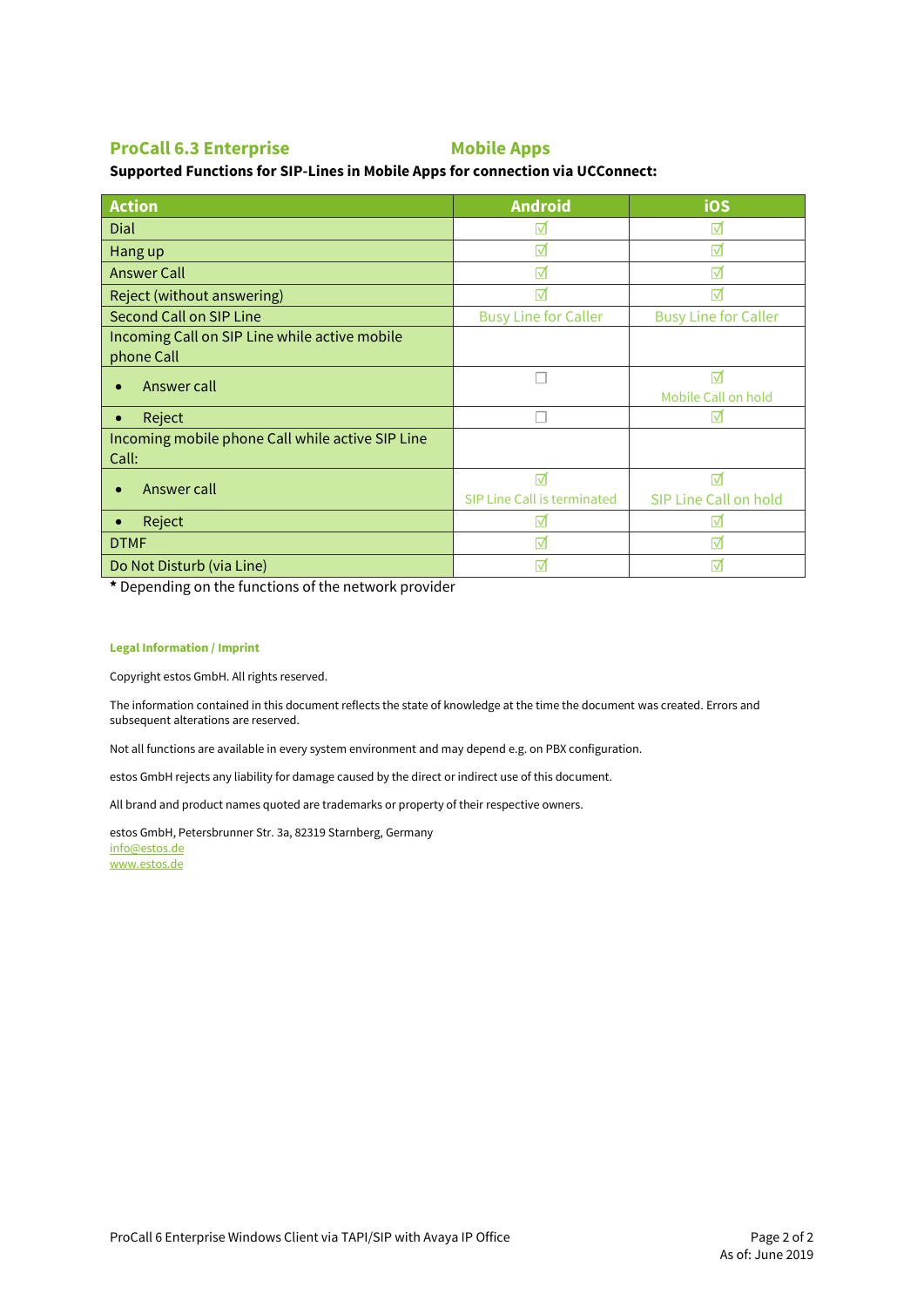## ProCall 6.3 Enterprise Mobile Apps

**Supported Functions for SIP-Lines in Mobile Apps for connection via UCConnect:**

| Action | Android | iOS |
|---|---|---|
| Dial | ☑ | ☑ |
| Hang up | ☑ | ☑ |
| Answer Call | ☑ | ☑ |
| Reject (without answering) | ☑ | ☑ |
| Second Call on SIP Line | Busy Line for Caller | Busy Line for Caller |
| Incoming Call on SIP Line while active mobile phone Call | | |
| • Answer call | ☐ | ☑ Mobile Call on hold |
| • Reject | ☐ | ☑ |
| Incoming mobile phone Call while active SIP Line Call: | | |
| • Answer call | ☑ SIP Line Call is terminated | ☑ SIP Line Call on hold |
| • Reject | ☑ | ☑ |
| DTMF | ☑ | ☑ |
| Do Not Disturb (via Line) | ☑ | ☑ |

**\*** Depending on the functions of the network provider

#### Legal Information / Imprint

Copyright estos GmbH. All rights reserved.

The information contained in this document reflects the state of knowledge at the time the document was created. Errors and subsequent alterations are reserved.

Not all functions are available in every system environment and may depend e.g. on PBX configuration.

estos GmbH rejects any liability for damage caused by the direct or indirect use of this document.

All brand and product names quoted are trademarks or property of their respective owners.

estos GmbH, Petersbrunner Str. 3a, 82319 Starnberg, Germany
info@estos.de
www.estos.de